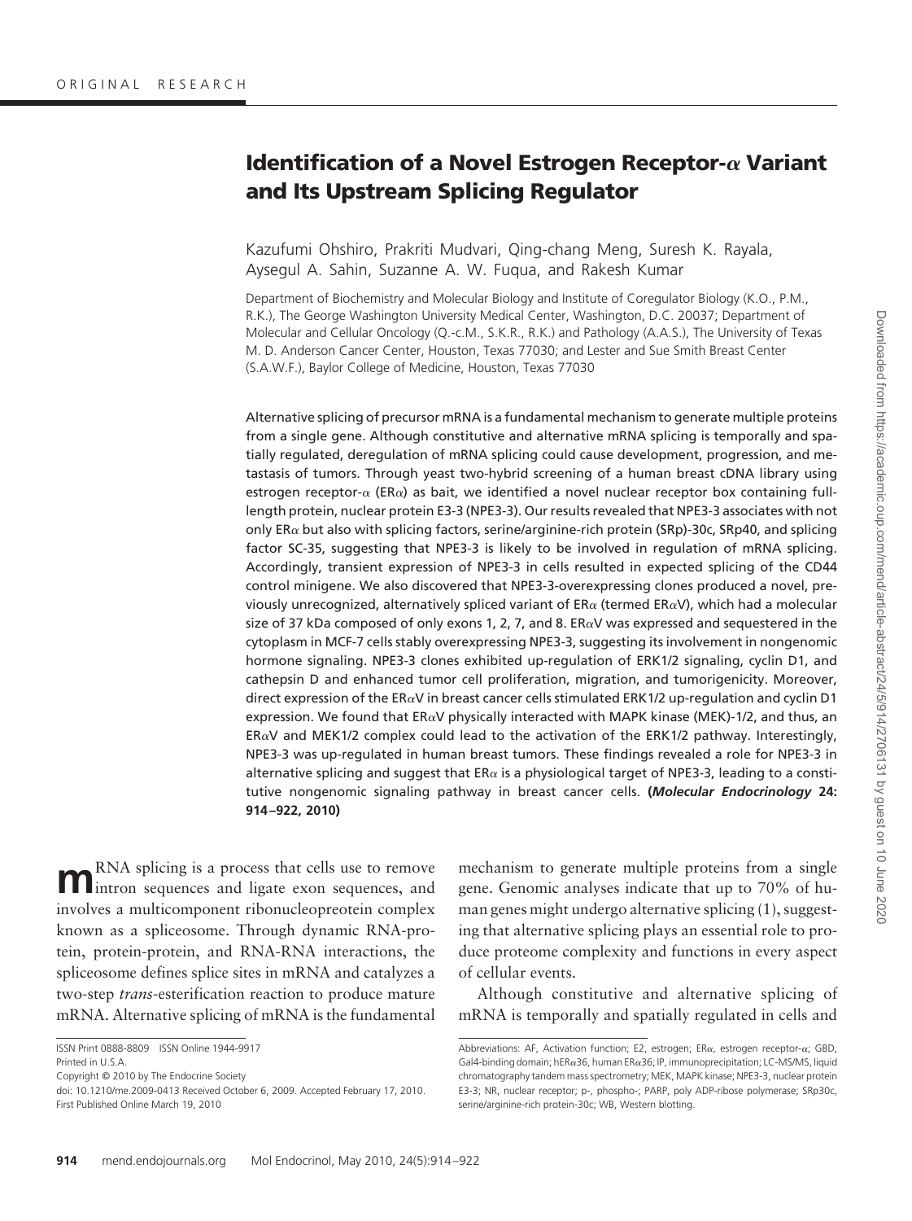ORIGINAL RESEARCH

# Identification of a Novel Estrogen Receptor-α Variant and Its Upstream Splicing Regulator

Kazufumi Ohshiro, Prakriti Mudvari, Qing-chang Meng, Suresh K. Rayala, Aysegul A. Sahin, Suzanne A. W. Fuqua, and Rakesh Kumar

Department of Biochemistry and Molecular Biology and Institute of Coregulator Biology (K.O., P.M., R.K.), The George Washington University Medical Center, Washington, D.C. 20037; Department of Molecular and Cellular Oncology (Q.-c.M., S.K.R., R.K.) and Pathology (A.A.S.), The University of Texas M. D. Anderson Cancer Center, Houston, Texas 77030; and Lester and Sue Smith Breast Center (S.A.W.F.), Baylor College of Medicine, Houston, Texas 77030

Alternative splicing of precursor mRNA is a fundamental mechanism to generate multiple proteins from a single gene. Although constitutive and alternative mRNA splicing is temporally and spatially regulated, deregulation of mRNA splicing could cause development, progression, and metastasis of tumors. Through yeast two-hybrid screening of a human breast cDNA library using estrogen receptor-α (ERα) as bait, we identified a novel nuclear receptor box containing full-length protein, nuclear protein E3-3 (NPE3-3). Our results revealed that NPE3-3 associates with not only ERα but also with splicing factors, serine/arginine-rich protein (SRp)-30c, SRp40, and splicing factor SC-35, suggesting that NPE3-3 is likely to be involved in regulation of mRNA splicing. Accordingly, transient expression of NPE3-3 in cells resulted in expected splicing of the CD44 control minigene. We also discovered that NPE3-3-overexpressing clones produced a novel, previously unrecognized, alternatively spliced variant of ERα (termed ERαV), which had a molecular size of 37 kDa composed of only exons 1, 2, 7, and 8. ERαV was expressed and sequestered in the cytoplasm in MCF-7 cells stably overexpressing NPE3-3, suggesting its involvement in nongenomic hormone signaling. NPE3-3 clones exhibited up-regulation of ERK1/2 signaling, cyclin D1, and cathepsin D and enhanced tumor cell proliferation, migration, and tumorigenicity. Moreover, direct expression of the ERαV in breast cancer cells stimulated ERK1/2 up-regulation and cyclin D1 expression. We found that ERαV physically interacted with MAPK kinase (MEK)-1/2, and thus, an ERαV and MEK1/2 complex could lead to the activation of the ERK1/2 pathway. Interestingly, NPE3-3 was up-regulated in human breast tumors. These findings revealed a role for NPE3-3 in alternative splicing and suggest that ERα is a physiological target of NPE3-3, leading to a constitutive nongenomic signaling pathway in breast cancer cells. **(*Molecular Endocrinology* 24: 914–922, 2010)**

mRNA splicing is a process that cells use to remove intron sequences and ligate exon sequences, and involves a multicomponent ribonucleopreotein complex known as a spliceosome. Through dynamic RNA-protein, protein-protein, and RNA-RNA interactions, the spliceosome defines splice sites in mRNA and catalyzes a two-step *trans*-esterification reaction to produce mature mRNA. Alternative splicing of mRNA is the fundamental mechanism to generate multiple proteins from a single gene. Genomic analyses indicate that up to 70% of human genes might undergo alternative splicing (1), suggesting that alternative splicing plays an essential role to produce proteome complexity and functions in every aspect of cellular events.

Although constitutive and alternative splicing of mRNA is temporally and spatially regulated in cells and

ISSN Print 0888-8809 ISSN Online 1944-9917
Printed in U.S.A.
Copyright © 2010 by The Endocrine Society
doi: 10.1210/me.2009-0413 Received October 6, 2009. Accepted February 17, 2010.
First Published Online March 19, 2010

Abbreviations: AF, Activation function; E2, estrogen; ERα, estrogen receptor-α; GBD, Gal4-binding domain; hERα36, human ERα36; IP, immunoprecipitation; LC-MS/MS, liquid chromatography tandem mass spectrometry; MEK, MAPK kinase; NPE3-3, nuclear protein E3-3; NR, nuclear receptor; p-, phospho-; PARP, poly ADP-ribose polymerase; SRp30c, serine/arginine-rich protein-30c; WB, Western blotting.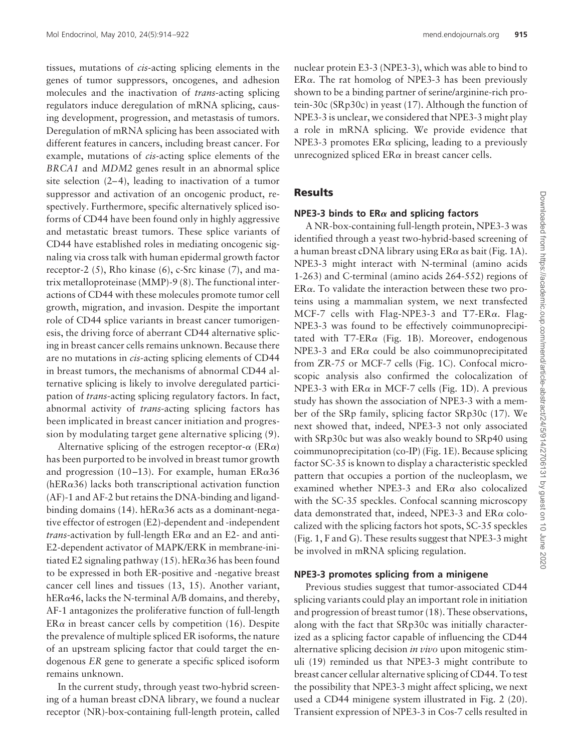tissues, mutations of *cis*-acting splicing elements in the genes of tumor suppressors, oncogenes, and adhesion molecules and the inactivation of *trans*-acting splicing regulators induce deregulation of mRNA splicing, causing development, progression, and metastasis of tumors. Deregulation of mRNA splicing has been associated with different features in cancers, including breast cancer. For example, mutations of *cis*-acting splice elements of the *BRCA1* and *MDM2* genes result in an abnormal splice site selection (2–4), leading to inactivation of a tumor suppressor and activation of an oncogenic product, respectively. Furthermore, specific alternatively spliced isoforms of CD44 have been found only in highly aggressive and metastatic breast tumors. These splice variants of CD44 have established roles in mediating oncogenic signaling via cross talk with human epidermal growth factor receptor-2 (5), Rho kinase (6), c-Src kinase (7), and matrix metalloproteinase (MMP)-9 (8). The functional interactions of CD44 with these molecules promote tumor cell growth, migration, and invasion. Despite the important role of CD44 splice variants in breast cancer tumorigenesis, the driving force of aberrant CD44 alternative splicing in breast cancer cells remains unknown. Because there are no mutations in *cis*-acting splicing elements of CD44 in breast tumors, the mechanisms of abnormal CD44 alternative splicing is likely to involve deregulated participation of *trans*-acting splicing regulatory factors. In fact, abnormal activity of *trans*-acting splicing factors has been implicated in breast cancer initiation and progression by modulating target gene alternative splicing (9).

Alternative splicing of the estrogen receptor-α (ERα) has been purported to be involved in breast tumor growth and progression (10–13). For example, human ERα36 (hERα36) lacks both transcriptional activation function (AF)-1 and AF-2 but retains the DNA-binding and ligand-binding domains (14). hERα36 acts as a dominant-negative effector of estrogen (E2)-dependent and -independent *trans*-activation by full-length ERα and an E2- and anti-E2-dependent activator of MAPK/ERK in membrane-initiated E2 signaling pathway (15). hERα36 has been found to be expressed in both ER-positive and -negative breast cancer cell lines and tissues (13, 15). Another variant, hERα46, lacks the N-terminal A/B domains, and thereby, AF-1 antagonizes the proliferative function of full-length ERα in breast cancer cells by competition (16). Despite the prevalence of multiple spliced ER isoforms, the nature of an upstream splicing factor that could target the endogenous *ER* gene to generate a specific spliced isoform remains unknown.

In the current study, through yeast two-hybrid screening of a human breast cDNA library, we found a nuclear receptor (NR)-box-containing full-length protein, called nuclear protein E3-3 (NPE3-3), which was able to bind to ERα. The rat homolog of NPE3-3 has been previously shown to be a binding partner of serine/arginine-rich protein-30c (SRp30c) in yeast (17). Although the function of NPE3-3 is unclear, we considered that NPE3-3 might play a role in mRNA splicing. We provide evidence that NPE3-3 promotes ERα splicing, leading to a previously unrecognized spliced ERα in breast cancer cells.

## Results

### NPE3-3 binds to ERα and splicing factors

A NR-box-containing full-length protein, NPE3-3 was identified through a yeast two-hybrid-based screening of a human breast cDNA library using ERα as bait (Fig. 1A). NPE3-3 might interact with N-terminal (amino acids 1-263) and C-terminal (amino acids 264-552) regions of ERα. To validate the interaction between these two proteins using a mammalian system, we next transfected MCF-7 cells with Flag-NPE3-3 and T7-ERα. Flag-NPE3-3 was found to be effectively coimmunoprecipitated with T7-ERα (Fig. 1B). Moreover, endogenous NPE3-3 and ERα could be also coimmunoprecipitated from ZR-75 or MCF-7 cells (Fig. 1C). Confocal microscopic analysis also confirmed the colocalization of NPE3-3 with ERα in MCF-7 cells (Fig. 1D). A previous study has shown the association of NPE3-3 with a member of the SRp family, splicing factor SRp30c (17). We next showed that, indeed, NPE3-3 not only associated with SRp30c but was also weakly bound to SRp40 using coimmunoprecipitation (co-IP) (Fig. 1E). Because splicing factor SC-35 is known to display a characteristic speckled pattern that occupies a portion of the nucleoplasm, we examined whether NPE3-3 and ERα also colocalized with the SC-35 speckles. Confocal scanning microscopy data demonstrated that, indeed, NPE3-3 and ERα colocalized with the splicing factors hot spots, SC-35 speckles (Fig. 1, F and G). These results suggest that NPE3-3 might be involved in mRNA splicing regulation.

### NPE3-3 promotes splicing from a minigene

Previous studies suggest that tumor-associated CD44 splicing variants could play an important role in initiation and progression of breast tumor (18). These observations, along with the fact that SRp30c was initially characterized as a splicing factor capable of influencing the CD44 alternative splicing decision *in vivo* upon mitogenic stimuli (19) reminded us that NPE3-3 might contribute to breast cancer cellular alternative splicing of CD44. To test the possibility that NPE3-3 might affect splicing, we next used a CD44 minigene system illustrated in Fig. 2 (20). Transient expression of NPE3-3 in Cos-7 cells resulted in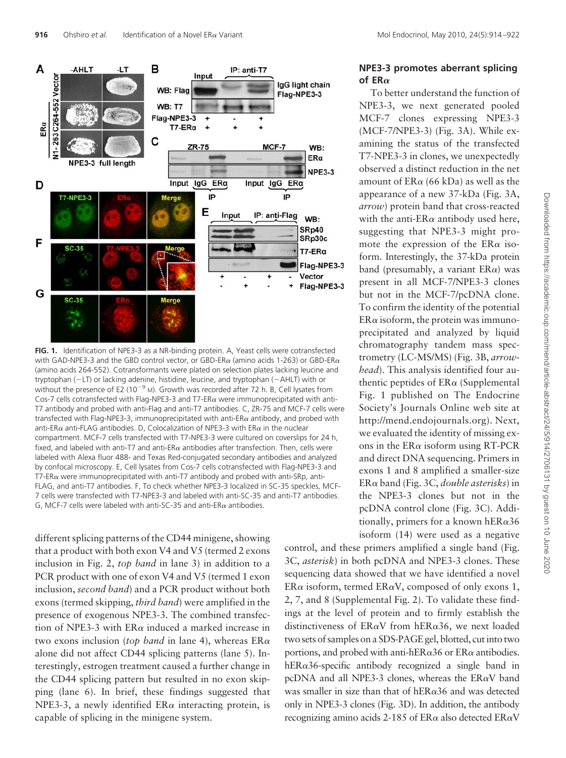**FIG. 1.** Identification of NPE3-3 as a NR-binding protein. A, Yeast cells were cotransfected with GAD-NPE3-3 and the GBD control vector, or GBD-ERα (amino acids 1-263) or GBD-ERα (amino acids 264-552). Cotransformants were plated on selection plates lacking leucine and tryptophan (−LT) or lacking adenine, histidine, leucine, and tryptophan (−AHLT) with or without the presence of E2 ($10^{-9}$ M). Growth was recorded after 72 h. B, Cell lysates from Cos-7 cells cotransfected with Flag-NPE3-3 and T7-ERα were immunoprecipitated with anti-T7 antibody and probed with anti-Flag and anti-T7 antibodies. C, ZR-75 and MCF-7 cells were transfected with Flag-NPE3-3, immunoprecipitated with anti-ERα antibody, and probed with anti-ERα anti-FLAG antibodies. D, Colocalization of NPE3-3 with ERα in the nuclear compartment. MCF-7 cells transfected with T7-NPE3-3 were cultured on coverslips for 24 h, fixed, and labeled with anti-T7 and anti-ERα antibodies after transfection. Then, cells were labeled with Alexa fluor 488- and Texas Red-conjugated secondary antibodies and analyzed by confocal microscopy. E, Cell lysates from Cos-7 cells cotransfected with Flag-NPE3-3 and T7-ERα were immunoprecipitated with anti-T7 antibody and probed with anti-SRp, anti-FLAG, and anti-T7 antibodies. F, To check whether NPE3-3 localized in SC-35 speckles, MCF-7 cells were transfected with T7-NPE3-3 and labeled with anti-SC-35 and anti-T7 antibodies. G, MCF-7 cells were labeled with anti-SC-35 and anti-ERα antibodies.

different splicing patterns of the CD44 minigene, showing that a product with both exon V4 and V5 (termed 2 exons inclusion in Fig. 2, *top band* in lane 3) in addition to a PCR product with one of exon V4 and V5 (termed 1 exon inclusion, *second band*) and a PCR product without both exons (termed skipping, *third band*) were amplified in the presence of exogenous NPE3-3. The combined transfection of NPE3-3 with ERα induced a marked increase in two exons inclusion (*top band* in lane 4), whereas ERα alone did not affect CD44 splicing patterns (lane 5). Interestingly, estrogen treatment caused a further change in the CD44 splicing pattern but resulted in no exon skipping (lane 6). In brief, these findings suggested that NPE3-3, a newly identified ERα interacting protein, is capable of splicing in the minigene system.

### NPE3-3 promotes aberrant splicing of ERα

To better understand the function of NPE3-3, we next generated pooled MCF-7 clones expressing NPE3-3 (MCF-7/NPE3-3) (Fig. 3A). While examining the status of the transfected T7-NPE3-3 in clones, we unexpectedly observed a distinct reduction in the net amount of ERα (66 kDa) as well as the appearance of a new 37-kDa (Fig. 3A, *arrow*) protein band that cross-reacted with the anti-ERα antibody used here, suggesting that NPE3-3 might promote the expression of the ERα isoform. Interestingly, the 37-kDa protein band (presumably, a variant ERα) was present in all MCF-7/NPE3-3 clones but not in the MCF-7/pcDNA clone. To confirm the identity of the potential ERα isoform, the protein was immunoprecipitated and analyzed by liquid chromatography tandem mass spectrometry (LC-MS/MS) (Fig. 3B, *arrowhead*). This analysis identified four authentic peptides of ERα (Supplemental Fig. 1 published on The Endocrine Society's Journals Online web site at http://mend.endojournals.org). Next, we evaluated the identity of missing exons in the ERα isoform using RT-PCR and direct DNA sequencing. Primers in exons 1 and 8 amplified a smaller-size ERα band (Fig. 3C, *double asterisks*) in the NPE3-3 clones but not in the pcDNA control clone (Fig. 3C). Additionally, primers for a known hERα36 isoform (14) were used as a negative control, and these primers amplified a single band (Fig. 3C, *asterisk*) in both pcDNA and NPE3-3 clones. These sequencing data showed that we have identified a novel ERα isoform, termed ERαV, composed of only exons 1, 2, 7, and 8 (Supplemental Fig. 2). To validate these findings at the level of protein and to firmly establish the distinctiveness of ERαV from hERα36, we next loaded two sets of samples on a SDS-PAGE gel, blotted, cut into two portions, and probed with anti-hERα36 or ERα antibodies. hERα36-specific antibody recognized a single band in pcDNA and all NPE3-3 clones, whereas the ERαV band was smaller in size than that of hERα36 and was detected only in NPE3-3 clones (Fig. 3D). In addition, the antibody recognizing amino acids 2-185 of ERα also detected ERαV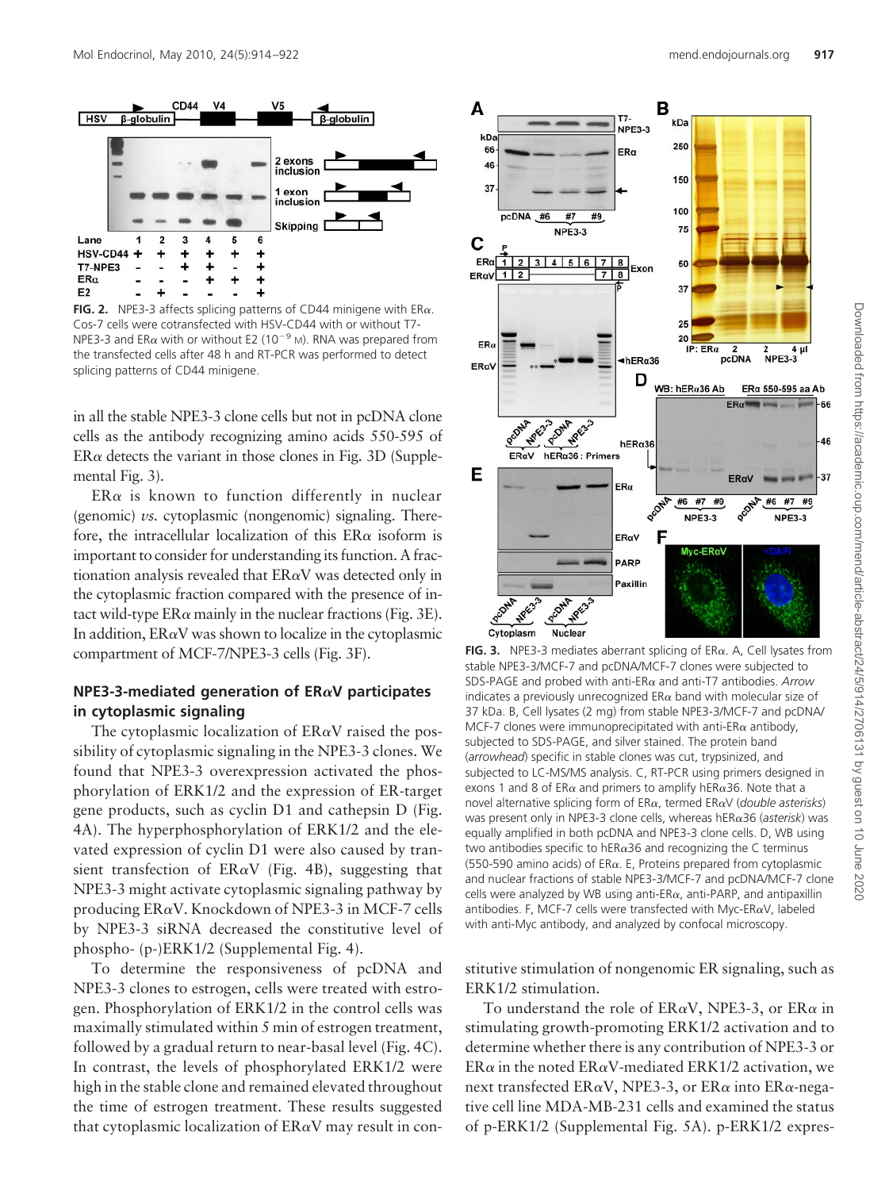FIG. 2. NPE3-3 affects splicing patterns of CD44 minigene with ERα. Cos-7 cells were cotransfected with HSV-CD44 with or without T7-NPE3-3 and ERα with or without E2 ($10^{-9}$ M). RNA was prepared from the transfected cells after 48 h and RT-PCR was performed to detect splicing patterns of CD44 minigene.

in all the stable NPE3-3 clone cells but not in pcDNA clone cells as the antibody recognizing amino acids 550-595 of ERα detects the variant in those clones in Fig. 3D (Supplemental Fig. 3).

ERα is known to function differently in nuclear (genomic) *vs.* cytoplasmic (nongenomic) signaling. Therefore, the intracellular localization of this ERα isoform is important to consider for understanding its function. A fractionation analysis revealed that ERαV was detected only in the cytoplasmic fraction compared with the presence of intact wild-type ERα mainly in the nuclear fractions (Fig. 3E). In addition, ERαV was shown to localize in the cytoplasmic compartment of MCF-7/NPE3-3 cells (Fig. 3F).

### NPE3-3-mediated generation of ERαV participates in cytoplasmic signaling

The cytoplasmic localization of ERαV raised the possibility of cytoplasmic signaling in the NPE3-3 clones. We found that NPE3-3 overexpression activated the phosphorylation of ERK1/2 and the expression of ER-target gene products, such as cyclin D1 and cathepsin D (Fig. 4A). The hyperphosphorylation of ERK1/2 and the elevated expression of cyclin D1 were also caused by transient transfection of ERαV (Fig. 4B), suggesting that NPE3-3 might activate cytoplasmic signaling pathway by producing ERαV. Knockdown of NPE3-3 in MCF-7 cells by NPE3-3 siRNA decreased the constitutive level of phospho- (p-)ERK1/2 (Supplemental Fig. 4).

To determine the responsiveness of pcDNA and NPE3-3 clones to estrogen, cells were treated with estrogen. Phosphorylation of ERK1/2 in the control cells was maximally stimulated within 5 min of estrogen treatment, followed by a gradual return to near-basal level (Fig. 4C). In contrast, the levels of phosphorylated ERK1/2 were high in the stable clone and remained elevated throughout the time of estrogen treatment. These results suggested that cytoplasmic localization of ERαV may result in constitutive stimulation of nongenomic ER signaling, such as ERK1/2 stimulation.

FIG. 3. NPE3-3 mediates aberrant splicing of ERα. A, Cell lysates from stable NPE3-3/MCF-7 and pcDNA/MCF-7 clones were subjected to SDS-PAGE and probed with anti-ERα and anti-T7 antibodies. *Arrow* indicates a previously unrecognized ERα band with molecular size of 37 kDa. B, Cell lysates (2 mg) from stable NPE3-3/MCF-7 and pcDNA/MCF-7 clones were immunoprecipitated with anti-ERα antibody, subjected to SDS-PAGE, and silver stained. The protein band (*arrowhead*) specific in stable clones was cut, trypsinized, and subjected to LC-MS/MS analysis. C, RT-PCR using primers designed in exons 1 and 8 of ERα and primers to amplify hERα36. Note that a novel alternative splicing form of ERα, termed ERαV (*double asterisks*) was present only in NPE3-3 clone cells, whereas hERα36 (*asterisk*) was equally amplified in both pcDNA and NPE3-3 clone cells. D, WB using two antibodies specific to hERα36 and recognizing the C terminus (550-590 amino acids) of ERα. E, Proteins prepared from cytoplasmic and nuclear fractions of stable NPE3-3/MCF-7 and pcDNA/MCF-7 clone cells were analyzed by WB using anti-ERα, anti-PARP, and antipaxillin antibodies. F, MCF-7 cells were transfected with Myc-ERαV, labeled with anti-Myc antibody, and analyzed by confocal microscopy.

To understand the role of ERαV, NPE3-3, or ERα in stimulating growth-promoting ERK1/2 activation and to determine whether there is any contribution of NPE3-3 or ERα in the noted ERαV-mediated ERK1/2 activation, we next transfected ERαV, NPE3-3, or ERα into ERα-negative cell line MDA-MB-231 cells and examined the status of p-ERK1/2 (Supplemental Fig. 5A). p-ERK1/2 expres-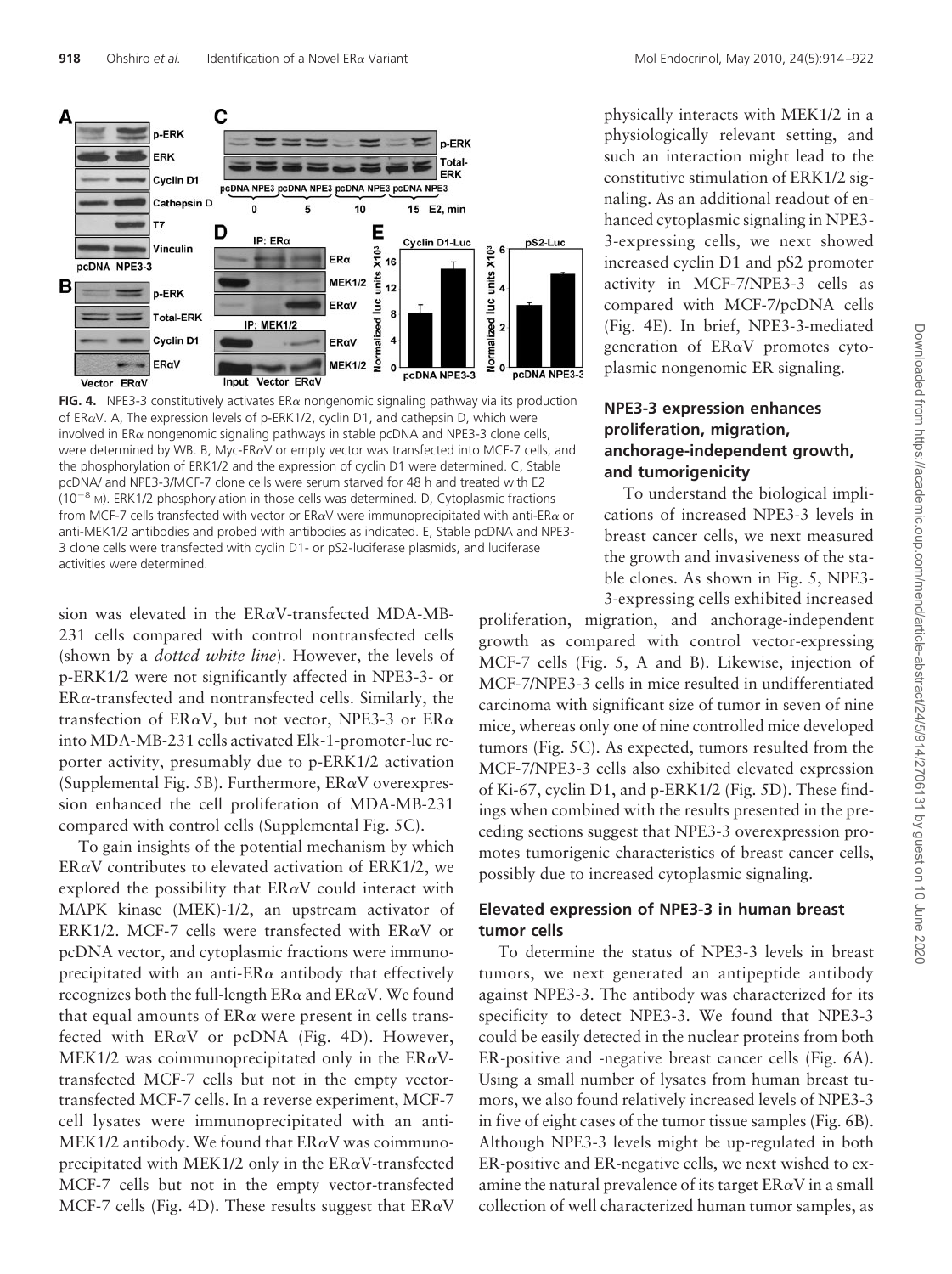**FIG. 4.** NPE3-3 constitutively activates ERα nongenomic signaling pathway via its production of ERαV. A, The expression levels of p-ERK1/2, cyclin D1, and cathepsin D, which were involved in ERα nongenomic signaling pathways in stable pcDNA and NPE3-3 clone cells, were determined by WB. B, Myc-ERαV or empty vector was transfected into MCF-7 cells, and the phosphorylation of ERK1/2 and the expression of cyclin D1 were determined. C, Stable pcDNA/ and NPE3-3/MCF-7 clone cells were serum starved for 48 h and treated with E2 ($10^{-8}$ M). ERK1/2 phosphorylation in those cells was determined. D, Cytoplasmic fractions from MCF-7 cells transfected with vector or ERαV were immunoprecipitated with anti-ERα or anti-MEK1/2 antibodies and probed with antibodies as indicated. E, Stable pcDNA and NPE3-3 clone cells were transfected with cyclin D1- or pS2-luciferase plasmids, and luciferase activities were determined.

sion was elevated in the ERαV-transfected MDA-MB-231 cells compared with control nontransfected cells (shown by a *dotted white line*). However, the levels of p-ERK1/2 were not significantly affected in NPE3-3- or ERα-transfected and nontransfected cells. Similarly, the transfection of ERαV, but not vector, NPE3-3 or ERα into MDA-MB-231 cells activated Elk-1-promoter-luc reporter activity, presumably due to p-ERK1/2 activation (Supplemental Fig. 5B). Furthermore, ERαV overexpression enhanced the cell proliferation of MDA-MB-231 compared with control cells (Supplemental Fig. 5C).

To gain insights of the potential mechanism by which ERαV contributes to elevated activation of ERK1/2, we explored the possibility that ERαV could interact with MAPK kinase (MEK)-1/2, an upstream activator of ERK1/2. MCF-7 cells were transfected with ERαV or pcDNA vector, and cytoplasmic fractions were immunoprecipitated with an anti-ERα antibody that effectively recognizes both the full-length ERα and ERαV. We found that equal amounts of ERα were present in cells transfected with ERαV or pcDNA (Fig. 4D). However, MEK1/2 was coimmunoprecipitated only in the ERαV-transfected MCF-7 cells but not in the empty vector-transfected MCF-7 cells. In a reverse experiment, MCF-7 cell lysates were immunoprecipitated with an anti-MEK1/2 antibody. We found that ERαV was coimmunoprecipitated with MEK1/2 only in the ERαV-transfected MCF-7 cells but not in the empty vector-transfected MCF-7 cells (Fig. 4D). These results suggest that ERαV physically interacts with MEK1/2 in a physiologically relevant setting, and such an interaction might lead to the constitutive stimulation of ERK1/2 signaling. As an additional readout of enhanced cytoplasmic signaling in NPE3-3-expressing cells, we next showed increased cyclin D1 and pS2 promoter activity in MCF-7/NPE3-3 cells as compared with MCF-7/pcDNA cells (Fig. 4E). In brief, NPE3-3-mediated generation of ERαV promotes cytoplasmic nongenomic ER signaling.

### NPE3-3 expression enhances proliferation, migration, anchorage-independent growth, and tumorigenicity

To understand the biological implications of increased NPE3-3 levels in breast cancer cells, we next measured the growth and invasiveness of the stable clones. As shown in Fig. 5, NPE3-3-expressing cells exhibited increased proliferation, migration, and anchorage-independent growth as compared with control vector-expressing MCF-7 cells (Fig. 5, A and B). Likewise, injection of MCF-7/NPE3-3 cells in mice resulted in undifferentiated carcinoma with significant size of tumor in seven of nine mice, whereas only one of nine controlled mice developed tumors (Fig. 5C). As expected, tumors resulted from the MCF-7/NPE3-3 cells also exhibited elevated expression of Ki-67, cyclin D1, and p-ERK1/2 (Fig. 5D). These findings when combined with the results presented in the preceding sections suggest that NPE3-3 overexpression promotes tumorigenic characteristics of breast cancer cells, possibly due to increased cytoplasmic signaling.

### Elevated expression of NPE3-3 in human breast tumor cells

To determine the status of NPE3-3 levels in breast tumors, we next generated an antipeptide antibody against NPE3-3. The antibody was characterized for its specificity to detect NPE3-3. We found that NPE3-3 could be easily detected in the nuclear proteins from both ER-positive and -negative breast cancer cells (Fig. 6A). Using a small number of lysates from human breast tumors, we also found relatively increased levels of NPE3-3 in five of eight cases of the tumor tissue samples (Fig. 6B). Although NPE3-3 levels might be up-regulated in both ER-positive and ER-negative cells, we next wished to examine the natural prevalence of its target ERαV in a small collection of well characterized human tumor samples, as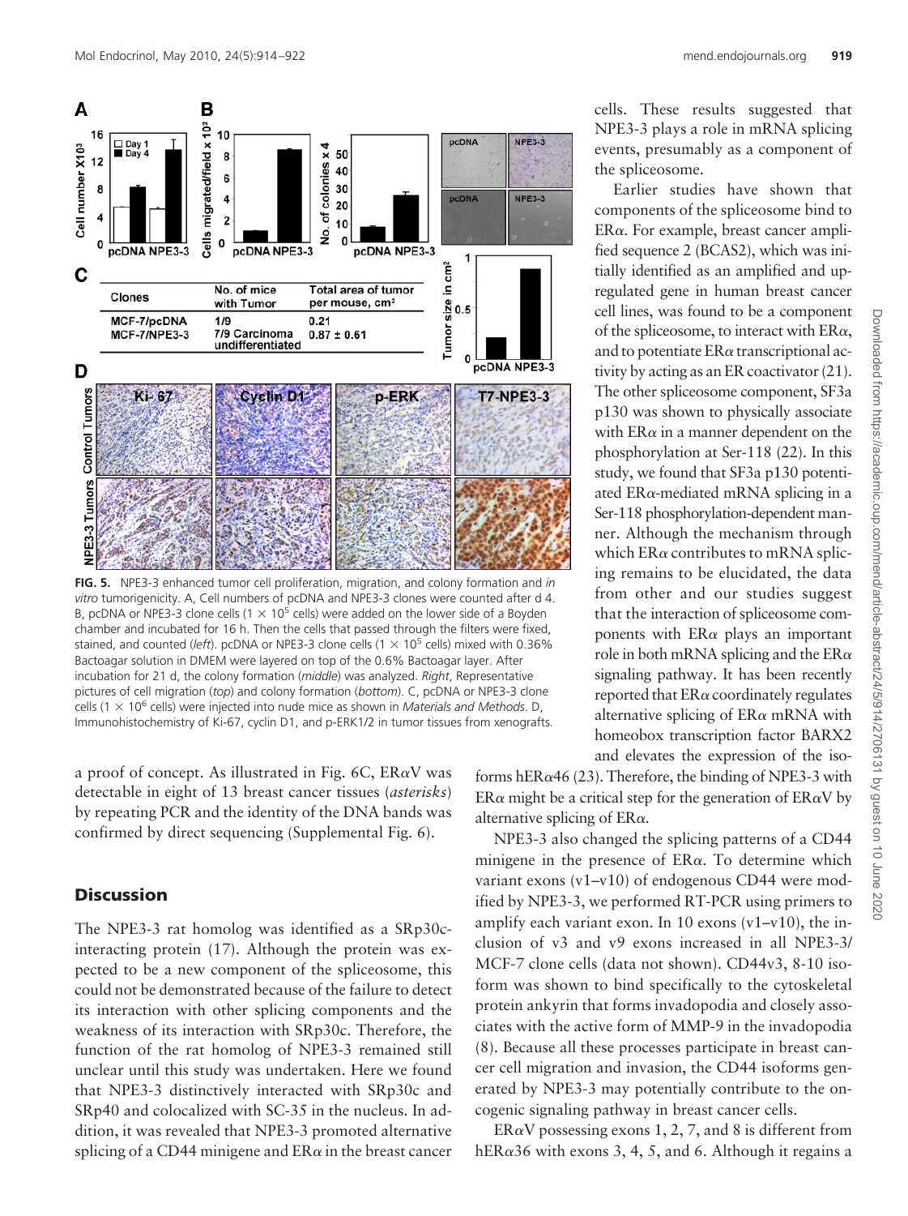**FIG. 5.** NPE3-3 enhanced tumor cell proliferation, migration, and colony formation and *in vitro* tumorigenicity. A, Cell numbers of pcDNA and NPE3-3 clones were counted after d 4. B, pcDNA or NPE3-3 clone cells (1 × 10[5] cells) were added on the lower side of a Boyden chamber and incubated for 16 h. Then the cells that passed through the filters were fixed, stained, and counted (*left*). pcDNA or NPE3-3 clone cells (1 × 10[5] cells) mixed with 0.36% Bactoagar solution in DMEM were layered on top of the 0.6% Bactoagar layer. After incubation for 21 d, the colony formation (*middle*) was analyzed. *Right*, Representative pictures of cell migration (*top*) and colony formation (*bottom*). C, pcDNA or NPE3-3 clone cells (1 × 10[6] cells) were injected into nude mice as shown in *Materials and Methods*. D, Immunohistochemistry of Ki-67, cyclin D1, and p-ERK1/2 in tumor tissues from xenografts.

| Clones | No. of mice with Tumor | Total area of tumor per mouse, cm² |
|---|---|---|
| MCF-7/pcDNA | 1/9 | 0.21 |
| MCF-7/NPE3-3 | 7/9 Carcinoma undifferentiated | 0.87 ± 0.61 |

a proof of concept. As illustrated in Fig. 6C, ERαV was detectable in eight of 13 breast cancer tissues (*asterisks*) by repeating PCR and the identity of the DNA bands was confirmed by direct sequencing (Supplemental Fig. 6).

## Discussion

The NPE3-3 rat homolog was identified as a SRp30c-interacting protein (17). Although the protein was expected to be a new component of the spliceosome, this could not be demonstrated because of the failure to detect its interaction with other splicing components and the weakness of its interaction with SRp30c. Therefore, the function of the rat homolog of NPE3-3 remained still unclear until this study was undertaken. Here we found that NPE3-3 distinctively interacted with SRp30c and SRp40 and colocalized with SC-35 in the nucleus. In addition, it was revealed that NPE3-3 promoted alternative splicing of a CD44 minigene and ERα in the breast cancer cells. These results suggested that NPE3-3 plays a role in mRNA splicing events, presumably as a component of the spliceosome.

Earlier studies have shown that components of the spliceosome bind to ERα. For example, breast cancer amplified sequence 2 (BCAS2), which was initially identified as an amplified and upregulated gene in human breast cancer cell lines, was found to be a component of the spliceosome, to interact with ERα, and to potentiate ERα transcriptional activity by acting as an ER coactivator (21). The other spliceosome component, SF3a p130 was shown to physically associate with ERα in a manner dependent on the phosphorylation at Ser-118 (22). In this study, we found that SF3a p130 potentiated ERα-mediated mRNA splicing in a Ser-118 phosphorylation-dependent manner. Although the mechanism through which ERα contributes to mRNA splicing remains to be elucidated, the data from other and our studies suggest that the interaction of spliceosome components with ERα plays an important role in both mRNA splicing and the ERα signaling pathway. It has been recently reported that ERα coordinately regulates alternative splicing of ERα mRNA with homeobox transcription factor BARX2 and elevates the expression of the isoforms hERα46 (23). Therefore, the binding of NPE3-3 with ERα might be a critical step for the generation of ERαV by alternative splicing of ERα.

NPE3-3 also changed the splicing patterns of a CD44 minigene in the presence of ERα. To determine which variant exons (v1–v10) of endogenous CD44 were modified by NPE3-3, we performed RT-PCR using primers to amplify each variant exon. In 10 exons (v1–v10), the inclusion of v3 and v9 exons increased in all NPE3-3/MCF-7 clone cells (data not shown). CD44v3, 8-10 isoform was shown to bind specifically to the cytoskeletal protein ankyrin that forms invadopodia and closely associates with the active form of MMP-9 in the invadopodia (8). Because all these processes participate in breast cancer cell migration and invasion, the CD44 isoforms generated by NPE3-3 may potentially contribute to the oncogenic signaling pathway in breast cancer cells.

ERαV possessing exons 1, 2, 7, and 8 is different from hERα36 with exons 3, 4, 5, and 6. Although it regains a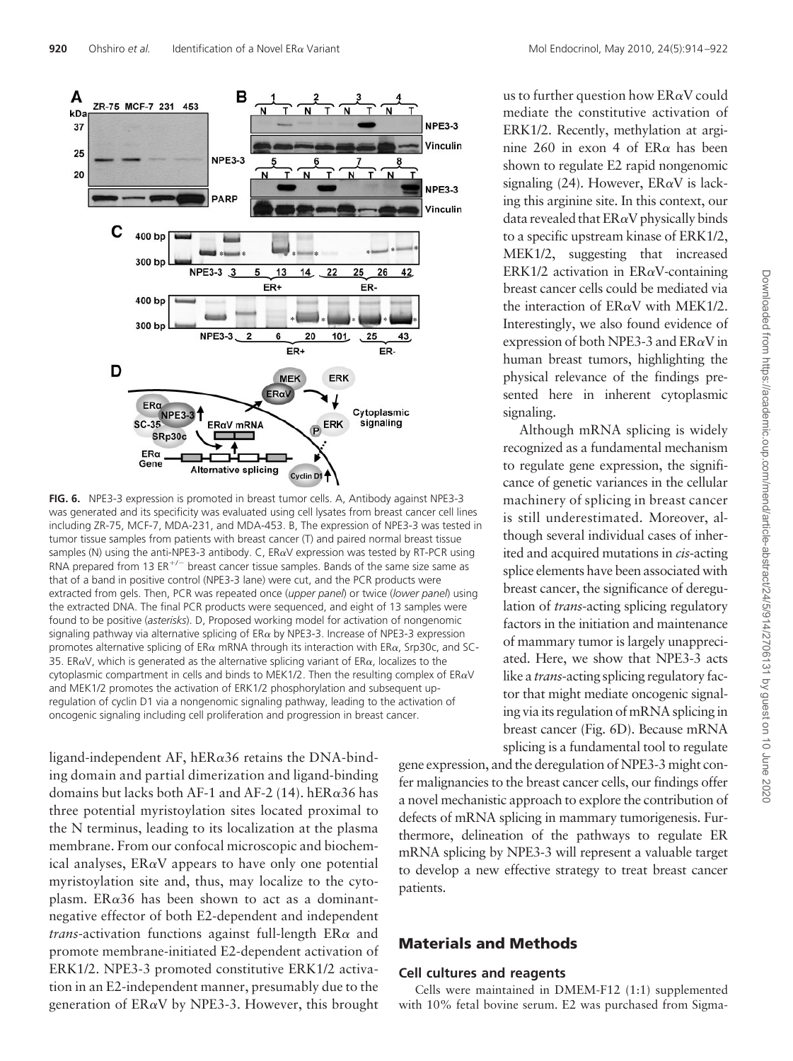**FIG. 6.** NPE3-3 expression is promoted in breast tumor cells. A, Antibody against NPE3-3 was generated and its specificity was evaluated using cell lysates from breast cancer cell lines including ZR-75, MCF-7, MDA-231, and MDA-453. B, The expression of NPE3-3 was tested in tumor tissue samples from patients with breast cancer (T) and paired normal breast tissue samples (N) using the anti-NPE3-3 antibody. C, ERαV expression was tested by RT-PCR using RNA prepared from 13 ER$^{+/-}$ breast cancer tissue samples. Bands of the same size same as that of a band in positive control (NPE3-3 lane) were cut, and the PCR products were extracted from gels. Then, PCR was repeated once (*upper panel*) or twice (*lower panel*) using the extracted DNA. The final PCR products were sequenced, and eight of 13 samples were found to be positive (*asterisks*). D, Proposed working model for activation of nongenomic signaling pathway via alternative splicing of ERα by NPE3-3. Increase of NPE3-3 expression promotes alternative splicing of ERα mRNA through its interaction with ERα, Srp30c, and SC-35. ERαV, which is generated as the alternative splicing variant of ERα, localizes to the cytoplasmic compartment in cells and binds to MEK1/2. Then the resulting complex of ERαV and MEK1/2 promotes the activation of ERK1/2 phosphorylation and subsequent up-regulation of cyclin D1 via a nongenomic signaling pathway, leading to the activation of oncogenic signaling including cell proliferation and progression in breast cancer.

ligand-independent AF, hERα36 retains the DNA-binding domain and partial dimerization and ligand-binding domains but lacks both AF-1 and AF-2 (14). hERα36 has three potential myristoylation sites located proximal to the N terminus, leading to its localization at the plasma membrane. From our confocal microscopic and biochemical analyses, ERαV appears to have only one potential myristoylation site and, thus, may localize to the cytoplasm. ERα36 has been shown to act as a dominant-negative effector of both E2-dependent and independent *trans*-activation functions against full-length ERα and promote membrane-initiated E2-dependent activation of ERK1/2. NPE3-3 promoted constitutive ERK1/2 activation in an E2-independent manner, presumably due to the generation of ERαV by NPE3-3. However, this brought us to further question how ERαV could mediate the constitutive activation of ERK1/2. Recently, methylation at arginine 260 in exon 4 of ERα has been shown to regulate E2 rapid nongenomic signaling (24). However, ERαV is lacking this arginine site. In this context, our data revealed that ERαV physically binds to a specific upstream kinase of ERK1/2, MEK1/2, suggesting that increased ERK1/2 activation in ERαV-containing breast cancer cells could be mediated via the interaction of ERαV with MEK1/2. Interestingly, we also found evidence of expression of both NPE3-3 and ERαV in human breast tumors, highlighting the physical relevance of the findings presented here in inherent cytoplasmic signaling.

Although mRNA splicing is widely recognized as a fundamental mechanism to regulate gene expression, the significance of genetic variances in the cellular machinery of splicing in breast cancer is still underestimated. Moreover, although several individual cases of inherited and acquired mutations in *cis*-acting splice elements have been associated with breast cancer, the significance of deregulation of *trans*-acting splicing regulatory factors in the initiation and maintenance of mammary tumor is largely unappreciated. Here, we show that NPE3-3 acts like a *trans*-acting splicing regulatory factor that might mediate oncogenic signaling via its regulation of mRNA splicing in breast cancer (Fig. 6D). Because mRNA splicing is a fundamental tool to regulate gene expression, and the deregulation of NPE3-3 might confer malignancies to the breast cancer cells, our findings offer a novel mechanistic approach to explore the contribution of defects of mRNA splicing in mammary tumorigenesis. Furthermore, delineation of the pathways to regulate ER mRNA splicing by NPE3-3 will represent a valuable target to develop a new effective strategy to treat breast cancer patients.

## Materials and Methods

### Cell cultures and reagents

Cells were maintained in DMEM-F12 (1:1) supplemented with 10% fetal bovine serum. E2 was purchased from Sigma-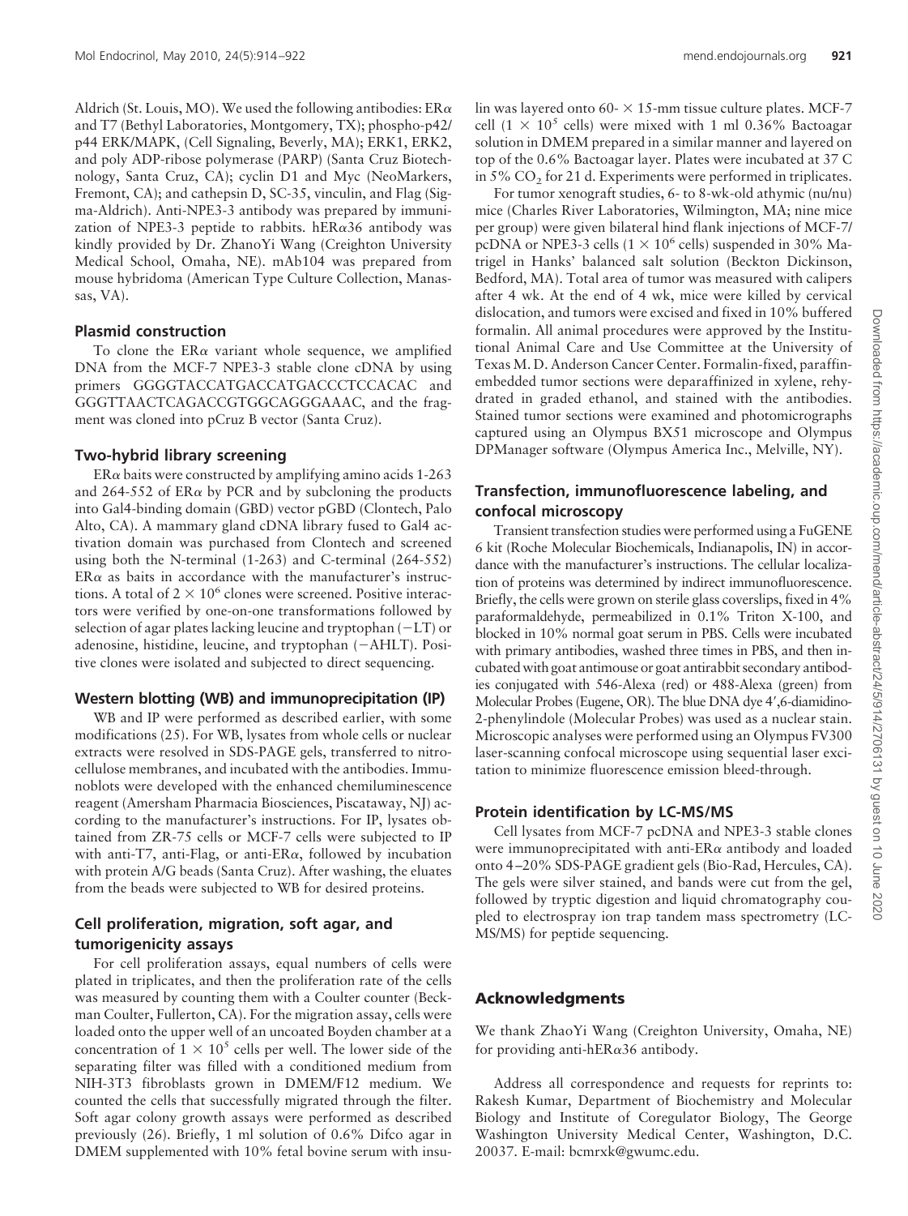Aldrich (St. Louis, MO). We used the following antibodies: ERα and T7 (Bethyl Laboratories, Montgomery, TX); phospho-p42/p44 ERK/MAPK, (Cell Signaling, Beverly, MA); ERK1, ERK2, and poly ADP-ribose polymerase (PARP) (Santa Cruz Biotechnology, Santa Cruz, CA); cyclin D1 and Myc (NeoMarkers, Fremont, CA); and cathepsin D, SC-35, vinculin, and Flag (Sigma-Aldrich). Anti-NPE3-3 antibody was prepared by immunization of NPE3-3 peptide to rabbits. hERα36 antibody was kindly provided by Dr. ZhanoYi Wang (Creighton University Medical School, Omaha, NE). mAb104 was prepared from mouse hybridoma (American Type Culture Collection, Manassas, VA).

### Plasmid construction

To clone the ERα variant whole sequence, we amplified DNA from the MCF-7 NPE3-3 stable clone cDNA by using primers GGGGTACCATGACCATGACCCTCCACAC and GGGTTAACTCAGACCGTGGCAGGGAAAC, and the fragment was cloned into pCruz B vector (Santa Cruz).

### Two-hybrid library screening

ERα baits were constructed by amplifying amino acids 1-263 and 264-552 of ERα by PCR and by subcloning the products into Gal4-binding domain (GBD) vector pGBD (Clontech, Palo Alto, CA). A mammary gland cDNA library fused to Gal4 activation domain was purchased from Clontech and screened using both the N-terminal (1-263) and C-terminal (264-552) ERα as baits in accordance with the manufacturer's instructions. A total of $2 \times 10^6$ clones were screened. Positive interactors were verified by one-on-one transformations followed by selection of agar plates lacking leucine and tryptophan (−LT) or adenosine, histidine, leucine, and tryptophan (−AHLT). Positive clones were isolated and subjected to direct sequencing.

### Western blotting (WB) and immunoprecipitation (IP)

WB and IP were performed as described earlier, with some modifications (25). For WB, lysates from whole cells or nuclear extracts were resolved in SDS-PAGE gels, transferred to nitrocellulose membranes, and incubated with the antibodies. Immunoblots were developed with the enhanced chemiluminescence reagent (Amersham Pharmacia Biosciences, Piscataway, NJ) according to the manufacturer's instructions. For IP, lysates obtained from ZR-75 cells or MCF-7 cells were subjected to IP with anti-T7, anti-Flag, or anti-ERα, followed by incubation with protein A/G beads (Santa Cruz). After washing, the eluates from the beads were subjected to WB for desired proteins.

### Cell proliferation, migration, soft agar, and tumorigenicity assays

For cell proliferation assays, equal numbers of cells were plated in triplicates, and then the proliferation rate of the cells was measured by counting them with a Coulter counter (Beckman Coulter, Fullerton, CA). For the migration assay, cells were loaded onto the upper well of an uncoated Boyden chamber at a concentration of $1 \times 10^5$ cells per well. The lower side of the separating filter was filled with a conditioned medium from NIH-3T3 fibroblasts grown in DMEM/F12 medium. We counted the cells that successfully migrated through the filter. Soft agar colony growth assays were performed as described previously (26). Briefly, 1 ml solution of 0.6% Difco agar in DMEM supplemented with 10% fetal bovine serum with insulin was layered onto 60- × 15-mm tissue culture plates. MCF-7 cell ($1 \times 10^5$ cells) were mixed with 1 ml 0.36% Bactoagar solution in DMEM prepared in a similar manner and layered on top of the 0.6% Bactoagar layer. Plates were incubated at 37 C in 5% $CO_2$ for 21 d. Experiments were performed in triplicates.

For tumor xenograft studies, 6- to 8-wk-old athymic (nu/nu) mice (Charles River Laboratories, Wilmington, MA; nine mice per group) were given bilateral hind flank injections of MCF-7/pcDNA or NPE3-3 cells ($1 \times 10^6$ cells) suspended in 30% Matrigel in Hanks' balanced salt solution (Beckton Dickinson, Bedford, MA). Total area of tumor was measured with calipers after 4 wk. At the end of 4 wk, mice were killed by cervical dislocation, and tumors were excised and fixed in 10% buffered formalin. All animal procedures were approved by the Institutional Animal Care and Use Committee at the University of Texas M. D. Anderson Cancer Center. Formalin-fixed, paraffin-embedded tumor sections were deparaffinized in xylene, rehydrated in graded ethanol, and stained with the antibodies. Stained tumor sections were examined and photomicrographs captured using an Olympus BX51 microscope and Olympus DPManager software (Olympus America Inc., Melville, NY).

### Transfection, immunofluorescence labeling, and confocal microscopy

Transient transfection studies were performed using a FuGENE 6 kit (Roche Molecular Biochemicals, Indianapolis, IN) in accordance with the manufacturer's instructions. The cellular localization of proteins was determined by indirect immunofluorescence. Briefly, the cells were grown on sterile glass coverslips, fixed in 4% paraformaldehyde, permeabilized in 0.1% Triton X-100, and blocked in 10% normal goat serum in PBS. Cells were incubated with primary antibodies, washed three times in PBS, and then incubated with goat antimouse or goat antirabbit secondary antibodies conjugated with 546-Alexa (red) or 488-Alexa (green) from Molecular Probes (Eugene, OR). The blue DNA dye 4′,6-diamidino-2-phenylindole (Molecular Probes) was used as a nuclear stain. Microscopic analyses were performed using an Olympus FV300 laser-scanning confocal microscope using sequential laser excitation to minimize fluorescence emission bleed-through.

### Protein identification by LC-MS/MS

Cell lysates from MCF-7 pcDNA and NPE3-3 stable clones were immunoprecipitated with anti-ERα antibody and loaded onto 4–20% SDS-PAGE gradient gels (Bio-Rad, Hercules, CA). The gels were silver stained, and bands were cut from the gel, followed by tryptic digestion and liquid chromatography coupled to electrospray ion trap tandem mass spectrometry (LC-MS/MS) for peptide sequencing.

## Acknowledgments

We thank ZhaoYi Wang (Creighton University, Omaha, NE) for providing anti-hERα36 antibody.

Address all correspondence and requests for reprints to: Rakesh Kumar, Department of Biochemistry and Molecular Biology and Institute of Coregulator Biology, The George Washington University Medical Center, Washington, D.C. 20037. E-mail: bcmrxk@gwumc.edu.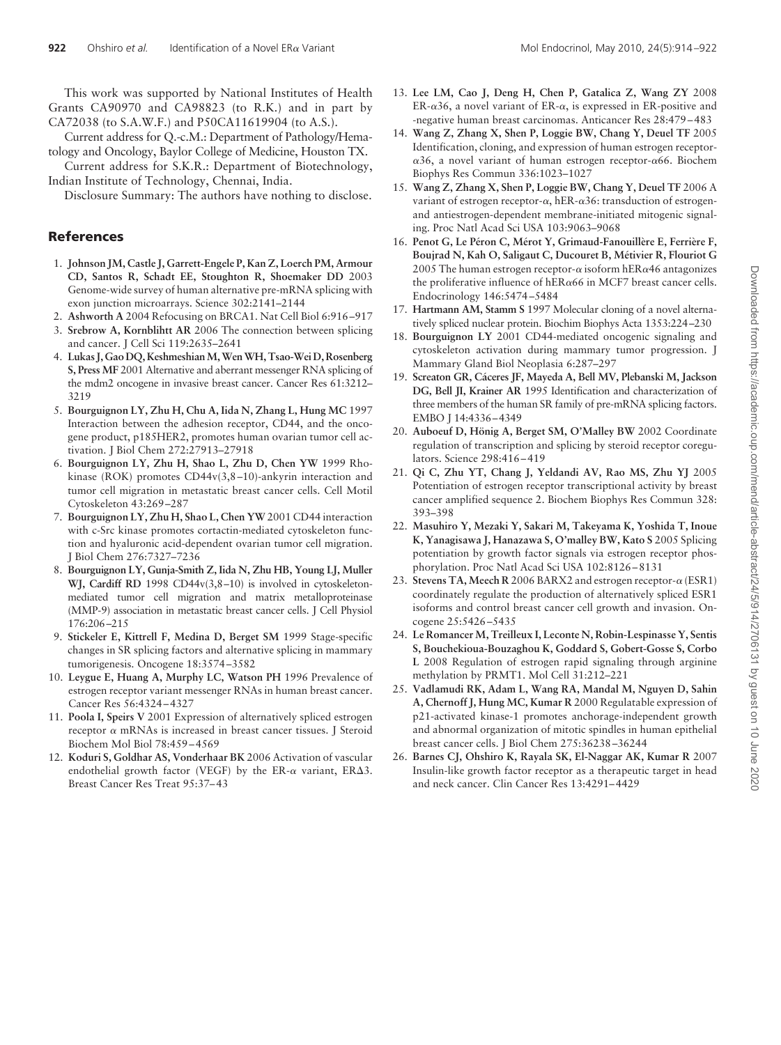This work was supported by National Institutes of Health Grants CA90970 and CA98823 (to R.K.) and in part by CA72038 (to S.A.W.F.) and P50CA11619904 (to A.S.).

Current address for Q.-c.M.: Department of Pathology/Hematology and Oncology, Baylor College of Medicine, Houston TX.

Current address for S.K.R.: Department of Biotechnology, Indian Institute of Technology, Chennai, India.

Disclosure Summary: The authors have nothing to disclose.

## References

1. **Johnson JM, Castle J, Garrett-Engele P, Kan Z, Loerch PM, Armour CD, Santos R, Schadt EE, Stoughton R, Shoemaker DD** 2003 Genome-wide survey of human alternative pre-mRNA splicing with exon junction microarrays. Science 302:2141–2144
2. **Ashworth A** 2004 Refocusing on BRCA1. Nat Cell Biol 6:916–917
3. **Srebrow A, Kornblihtt AR** 2006 The connection between splicing and cancer. J Cell Sci 119:2635–2641
4. **Lukas J, Gao DQ, Keshmeshian M, Wen WH, Tsao-Wei D, Rosenberg S, Press MF** 2001 Alternative and aberrant messenger RNA splicing of the mdm2 oncogene in invasive breast cancer. Cancer Res 61:3212–3219
5. **Bourguignon LY, Zhu H, Chu A, Iida N, Zhang L, Hung MC** 1997 Interaction between the adhesion receptor, CD44, and the oncogene product, p185HER2, promotes human ovarian tumor cell activation. J Biol Chem 272:27913–27918
6. **Bourguignon LY, Zhu H, Shao L, Zhu D, Chen YW** 1999 Rho-kinase (ROK) promotes CD44v(3,8–10)-ankyrin interaction and tumor cell migration in metastatic breast cancer cells. Cell Motil Cytoskeleton 43:269–287
7. **Bourguignon LY, Zhu H, Shao L, Chen YW** 2001 CD44 interaction with c-Src kinase promotes cortactin-mediated cytoskeleton function and hyaluronic acid-dependent ovarian tumor cell migration. J Biol Chem 276:7327–7236
8. **Bourguignon LY, Gunja-Smith Z, Iida N, Zhu HB, Young LJ, Muller WJ, Cardiff RD** 1998 CD44v(3,8–10) is involved in cytoskeleton-mediated tumor cell migration and matrix metalloproteinase (MMP-9) association in metastatic breast cancer cells. J Cell Physiol 176:206–215
9. **Stickeler E, Kittrell F, Medina D, Berget SM** 1999 Stage-specific changes in SR splicing factors and alternative splicing in mammary tumorigenesis. Oncogene 18:3574–3582
10. **Leygue E, Huang A, Murphy LC, Watson PH** 1996 Prevalence of estrogen receptor variant messenger RNAs in human breast cancer. Cancer Res 56:4324–4327
11. **Poola I, Speirs V** 2001 Expression of alternatively spliced estrogen receptor α mRNAs is increased in breast cancer tissues. J Steroid Biochem Mol Biol 78:459–4569
12. **Koduri S, Goldhar AS, Vonderhaar BK** 2006 Activation of vascular endothelial growth factor (VEGF) by the ER-α variant, ERΔ3. Breast Cancer Res Treat 95:37–43
13. **Lee LM, Cao J, Deng H, Chen P, Gatalica Z, Wang ZY** 2008 ER-α36, a novel variant of ER-α, is expressed in ER-positive and -negative human breast carcinomas. Anticancer Res 28:479–483
14. **Wang Z, Zhang X, Shen P, Loggie BW, Chang Y, Deuel TF** 2005 Identification, cloning, and expression of human estrogen receptor-α36, a novel variant of human estrogen receptor-α66. Biochem Biophys Res Commun 336:1023–1027
15. **Wang Z, Zhang X, Shen P, Loggie BW, Chang Y, Deuel TF** 2006 A variant of estrogen receptor-α, hER-α36: transduction of estrogen- and antiestrogen-dependent membrane-initiated mitogenic signaling. Proc Natl Acad Sci USA 103:9063–9068
16. **Penot G, Le Péron C, Mérot Y, Grimaud-Fanouillère E, Ferrière F, Boujrad N, Kah O, Saligaut C, Ducouret B, Métivier R, Flouriot G** 2005 The human estrogen receptor-α isoform hERα46 antagonizes the proliferative influence of hERα66 in MCF7 breast cancer cells. Endocrinology 146:5474–5484
17. **Hartmann AM, Stamm S** 1997 Molecular cloning of a novel alternatively spliced nuclear protein. Biochim Biophys Acta 1353:224–230
18. **Bourguignon LY** 2001 CD44-mediated oncogenic signaling and cytoskeleton activation during mammary tumor progression. J Mammary Gland Biol Neoplasia 6:287–297
19. **Screaton GR, Cáceres JF, Mayeda A, Bell MV, Plebanski M, Jackson DG, Bell JI, Krainer AR** 1995 Identification and characterization of three members of the human SR family of pre-mRNA splicing factors. EMBO J 14:4336–4349
20. **Auboeuf D, Hönig A, Berget SM, O'Malley BW** 2002 Coordinate regulation of transcription and splicing by steroid receptor coregulators. Science 298:416–419
21. **Qi C, Zhu YT, Chang J, Yeldandi AV, Rao MS, Zhu YJ** 2005 Potentiation of estrogen receptor transcriptional activity by breast cancer amplified sequence 2. Biochem Biophys Res Commun 328: 393–398
22. **Masuhiro Y, Mezaki Y, Sakari M, Takeyama K, Yoshida T, Inoue K, Yanagisawa J, Hanazawa S, O'malley BW, Kato S** 2005 Splicing potentiation by growth factor signals via estrogen receptor phosphorylation. Proc Natl Acad Sci USA 102:8126–8131
23. **Stevens TA, Meech R** 2006 BARX2 and estrogen receptor-α (ESR1) coordinately regulate the production of alternatively spliced ESR1 isoforms and control breast cancer cell growth and invasion. Oncogene 25:5426–5435
24. **Le Romancer M, Treilleux I, Leconte N, Robin-Lespinasse Y, Sentis S, Bouchekioua-Bouzaghou K, Goddard S, Gobert-Gosse S, Corbo L** 2008 Regulation of estrogen rapid signaling through arginine methylation by PRMT1. Mol Cell 31:212–221
25. **Vadlamudi RK, Adam L, Wang RA, Mandal M, Nguyen D, Sahin A, Chernoff J, Hung MC, Kumar R** 2000 Regulatable expression of p21-activated kinase-1 promotes anchorage-independent growth and abnormal organization of mitotic spindles in human epithelial breast cancer cells. J Biol Chem 275:36238–36244
26. **Barnes CJ, Ohshiro K, Rayala SK, El-Naggar AK, Kumar R** 2007 Insulin-like growth factor receptor as a therapeutic target in head and neck cancer. Clin Cancer Res 13:4291–4429